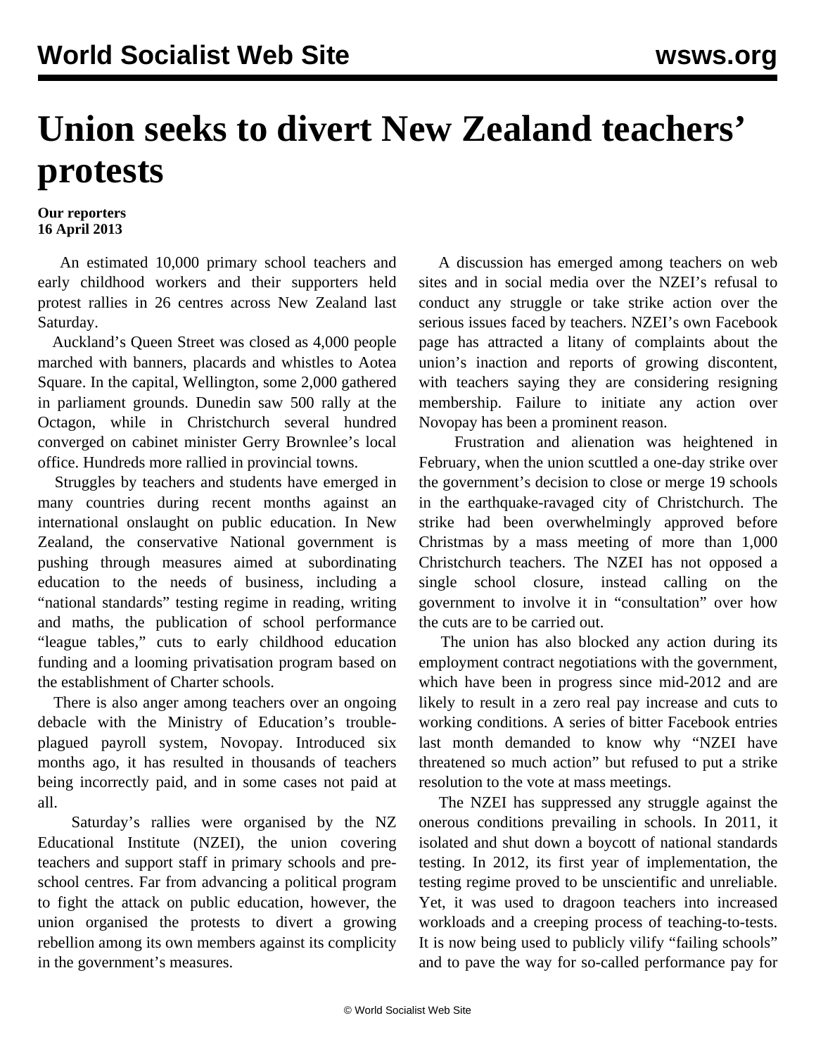# Union seeks to divert New Zealand teachers' protests

**Our reporters**
**16 April 2013**

An estimated 10,000 primary school teachers and early childhood workers and their supporters held protest rallies in 26 centres across New Zealand last Saturday.

Auckland's Queen Street was closed as 4,000 people marched with banners, placards and whistles to Aotea Square. In the capital, Wellington, some 2,000 gathered in parliament grounds. Dunedin saw 500 rally at the Octagon, while in Christchurch several hundred converged on cabinet minister Gerry Brownlee's local office. Hundreds more rallied in provincial towns.

Struggles by teachers and students have emerged in many countries during recent months against an international onslaught on public education. In New Zealand, the conservative National government is pushing through measures aimed at subordinating education to the needs of business, including a "national standards" testing regime in reading, writing and maths, the publication of school performance "league tables," cuts to early childhood education funding and a looming privatisation program based on the establishment of Charter schools.

There is also anger among teachers over an ongoing debacle with the Ministry of Education's trouble-plagued payroll system, Novopay. Introduced six months ago, it has resulted in thousands of teachers being incorrectly paid, and in some cases not paid at all.

Saturday's rallies were organised by the NZ Educational Institute (NZEI), the union covering teachers and support staff in primary schools and pre-school centres. Far from advancing a political program to fight the attack on public education, however, the union organised the protests to divert a growing rebellion among its own members against its complicity in the government's measures.

A discussion has emerged among teachers on web sites and in social media over the NZEI's refusal to conduct any struggle or take strike action over the serious issues faced by teachers. NZEI's own Facebook page has attracted a litany of complaints about the union's inaction and reports of growing discontent, with teachers saying they are considering resigning membership. Failure to initiate any action over Novopay has been a prominent reason.

Frustration and alienation was heightened in February, when the union scuttled a one-day strike over the government's decision to close or merge 19 schools in the earthquake-ravaged city of Christchurch. The strike had been overwhelmingly approved before Christmas by a mass meeting of more than 1,000 Christchurch teachers. The NZEI has not opposed a single school closure, instead calling on the government to involve it in "consultation" over how the cuts are to be carried out.

The union has also blocked any action during its employment contract negotiations with the government, which have been in progress since mid-2012 and are likely to result in a zero real pay increase and cuts to working conditions. A series of bitter Facebook entries last month demanded to know why "NZEI have threatened so much action" but refused to put a strike resolution to the vote at mass meetings.

The NZEI has suppressed any struggle against the onerous conditions prevailing in schools. In 2011, it isolated and shut down a boycott of national standards testing. In 2012, its first year of implementation, the testing regime proved to be unscientific and unreliable. Yet, it was used to dragoon teachers into increased workloads and a creeping process of teaching-to-tests. It is now being used to publicly vilify "failing schools" and to pave the way for so-called performance pay for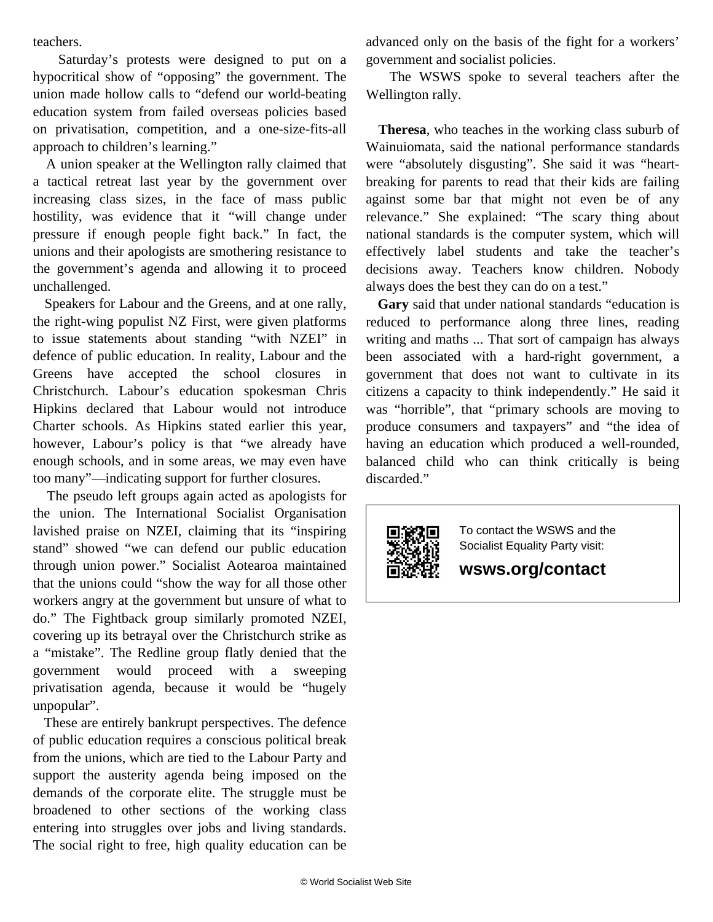teachers.

Saturday's protests were designed to put on a hypocritical show of "opposing" the government. The union made hollow calls to "defend our world-beating education system from failed overseas policies based on privatisation, competition, and a one-size-fits-all approach to children's learning."

A union speaker at the Wellington rally claimed that a tactical retreat last year by the government over increasing class sizes, in the face of mass public hostility, was evidence that it "will change under pressure if enough people fight back." In fact, the unions and their apologists are smothering resistance to the government's agenda and allowing it to proceed unchallenged.

Speakers for Labour and the Greens, and at one rally, the right-wing populist NZ First, were given platforms to issue statements about standing "with NZEI" in defence of public education. In reality, Labour and the Greens have accepted the school closures in Christchurch. Labour's education spokesman Chris Hipkins declared that Labour would not introduce Charter schools. As Hipkins stated earlier this year, however, Labour's policy is that "we already have enough schools, and in some areas, we may even have too many"—indicating support for further closures.

The pseudo left groups again acted as apologists for the union. The International Socialist Organisation lavished praise on NZEI, claiming that its "inspiring stand" showed "we can defend our public education through union power." Socialist Aotearoa maintained that the unions could "show the way for all those other workers angry at the government but unsure of what to do." The Fightback group similarly promoted NZEI, covering up its betrayal over the Christchurch strike as a "mistake". The Redline group flatly denied that the government would proceed with a sweeping privatisation agenda, because it would be "hugely unpopular".

These are entirely bankrupt perspectives. The defence of public education requires a conscious political break from the unions, which are tied to the Labour Party and support the austerity agenda being imposed on the demands of the corporate elite. The struggle must be broadened to other sections of the working class entering into struggles over jobs and living standards. The social right to free, high quality education can be advanced only on the basis of the fight for a workers' government and socialist policies.

The WSWS spoke to several teachers after the Wellington rally.

**Theresa**, who teaches in the working class suburb of Wainuiomata, said the national performance standards were "absolutely disgusting". She said it was "heart-breaking for parents to read that their kids are failing against some bar that might not even be of any relevance." She explained: "The scary thing about national standards is the computer system, which will effectively label students and take the teacher's decisions away. Teachers know children. Nobody always does the best they can do on a test."

**Gary** said that under national standards "education is reduced to performance along three lines, reading writing and maths ... That sort of campaign has always been associated with a hard-right government, a government that does not want to cultivate in its citizens a capacity to think independently." He said it was "horrible", that "primary schools are moving to produce consumers and taxpayers" and "the idea of having an education which produced a well-rounded, balanced child who can think critically is being discarded."

To contact the WSWS and the Socialist Equality Party visit:

**wsws.org/contact**